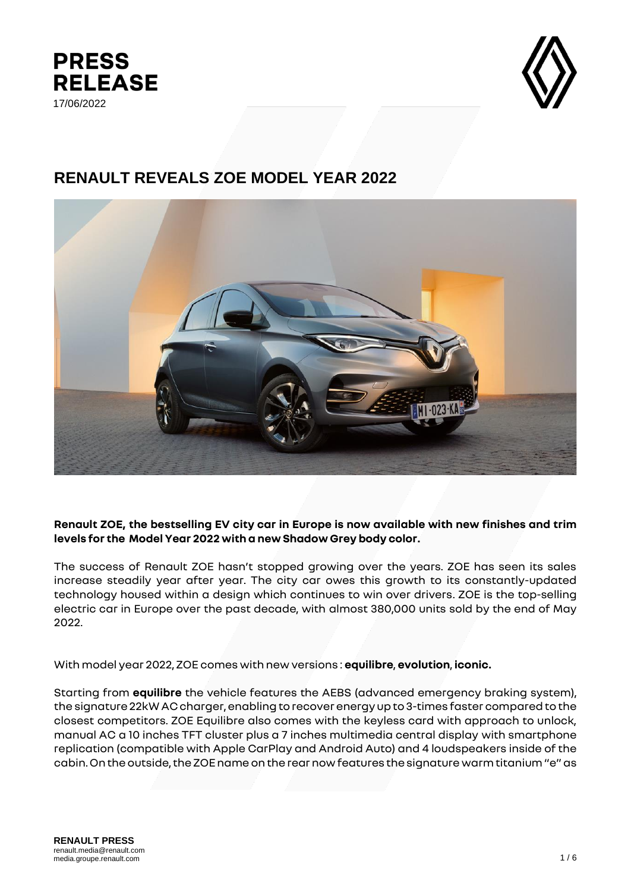**PRESS RELEASE**
17/06/2022

# RENAULT REVEALS ZOE MODEL YEAR 2022

**Renault ZOE, the bestselling EV city car in Europe is now available with new finishes and trim levels for the Model Year 2022 with a new Shadow Grey body color.**

The success of Renault ZOE hasn't stopped growing over the years. ZOE has seen its sales increase steadily year after year. The city car owes this growth to its constantly-updated technology housed within a design which continues to win over drivers. ZOE is the top-selling electric car in Europe over the past decade, with almost 380,000 units sold by the end of May 2022.

With model year 2022, ZOE comes with new versions : **equilibre**, **evolution**, **iconic.**

Starting from **equilibre** the vehicle features the AEBS (advanced emergency braking system), the signature 22kW AC charger, enabling to recover energy up to 3-times faster compared to the closest competitors. ZOE Equilibre also comes with the keyless card with approach to unlock, manual AC a 10 inches TFT cluster plus a 7 inches multimedia central display with smartphone replication (compatible with Apple CarPlay and Android Auto) and 4 loudspeakers inside of the cabin. On the outside, the ZOE name on the rear now features the signature warm titanium "e" as

**RENAULT PRESS**
renault.media@renault.com
media.groupe.renault.com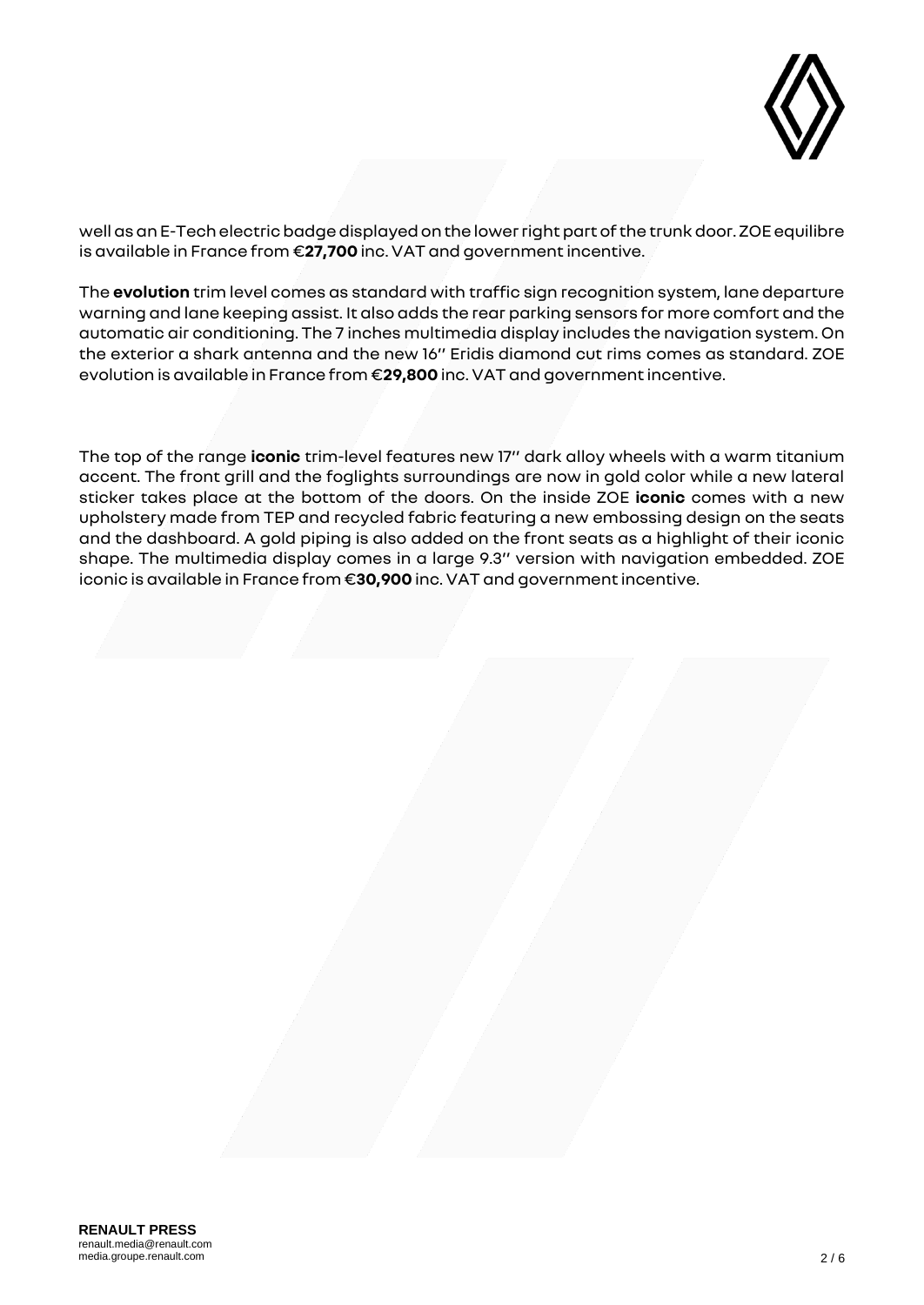well as an E-Tech electric badge displayed on the lower right part of the trunk door. ZOE equilibre is available in France from €**27,700** inc. VAT and government incentive.

The **evolution** trim level comes as standard with traffic sign recognition system, lane departure warning and lane keeping assist. It also adds the rear parking sensors for more comfort and the automatic air conditioning. The 7 inches multimedia display includes the navigation system. On the exterior a shark antenna and the new 16'' Eridis diamond cut rims comes as standard. ZOE evolution is available in France from €**29,800** inc. VAT and government incentive.

The top of the range **iconic** trim-level features new 17'' dark alloy wheels with a warm titanium accent. The front grill and the foglights surroundings are now in gold color while a new lateral sticker takes place at the bottom of the doors. On the inside ZOE **iconic** comes with a new upholstery made from TEP and recycled fabric featuring a new embossing design on the seats and the dashboard. A gold piping is also added on the front seats as a highlight of their iconic shape. The multimedia display comes in a large 9.3'' version with navigation embedded. ZOE iconic is available in France from €**30,900** inc. VAT and government incentive.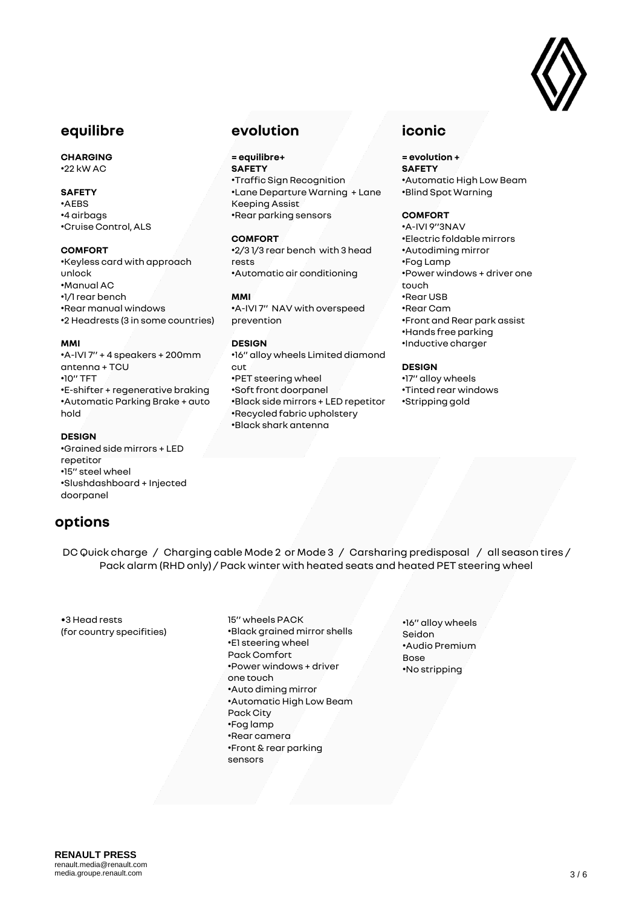## equilibre

**CHARGING**
- 22 kW AC

**SAFETY**
- AEBS
- 4 airbags
- Cruise Control, ALS

**COMFORT**
- Keyless card with approach unlock
- Manual AC
- 1/1 rear bench
- Rear manual windows
- 2 Headrests (3 in some countries)

**MMI**
- A-IVI 7'' + 4 speakers + 200mm antenna + TCU
- 10'' TFT
- E-shifter + regenerative braking
- Automatic Parking Brake + auto hold

**DESIGN**
- Grained side mirrors + LED repetitor
- 15'' steel wheel
- Slushdashboard + Injected doorpanel

## evolution

**= equilibre+**

**SAFETY**
- Traffic Sign Recognition
- Lane Departure Warning + Lane Keeping Assist
- Rear parking sensors

**COMFORT**
- 2/3 1/3 rear bench with 3 head rests
- Automatic air conditioning

**MMI**
- A-IVI 7'' NAV with overspeed prevention

**DESIGN**
- 16'' alloy wheels Limited diamond cut
- PET steering wheel
- Soft front doorpanel
- Black side mirrors + LED repetitor
- Recycled fabric upholstery
- Black shark antenna

## iconic

**= evolution +**

**SAFETY**
- Automatic High Low Beam
- Blind Spot Warning

**COMFORT**
- A-IVI 9''3NAV
- Electric foldable mirrors
- Autodiming mirror
- Fog Lamp
- Power windows + driver one touch
- Rear USB
- Rear Cam
- Front and Rear park assist
- Hands free parking
- Inductive charger

**DESIGN**
- 17'' alloy wheels
- Tinted rear windows
- Stripping gold

## options

DC Quick charge / Charging cable Mode 2 or Mode 3 / Carsharing predisposal / all season tires / Pack alarm (RHD only) / Pack winter with heated seats and heated PET steering wheel

**equilibre**
- 3 Head rests (for country specifities)

**evolution**

15'' wheels PACK
- Black grained mirror shells
- E1 steering wheel

Pack Comfort
- Power windows + driver one touch
- Auto diming mirror
- Automatic High Low Beam

Pack City
- Fog lamp
- Rear camera
- Front & rear parking sensors

**iconic**
- 16'' alloy wheels Seidon
- Audio Premium Bose
- No stripping

**RENAULT PRESS**
renault.media@renault.com
media.groupe.renault.com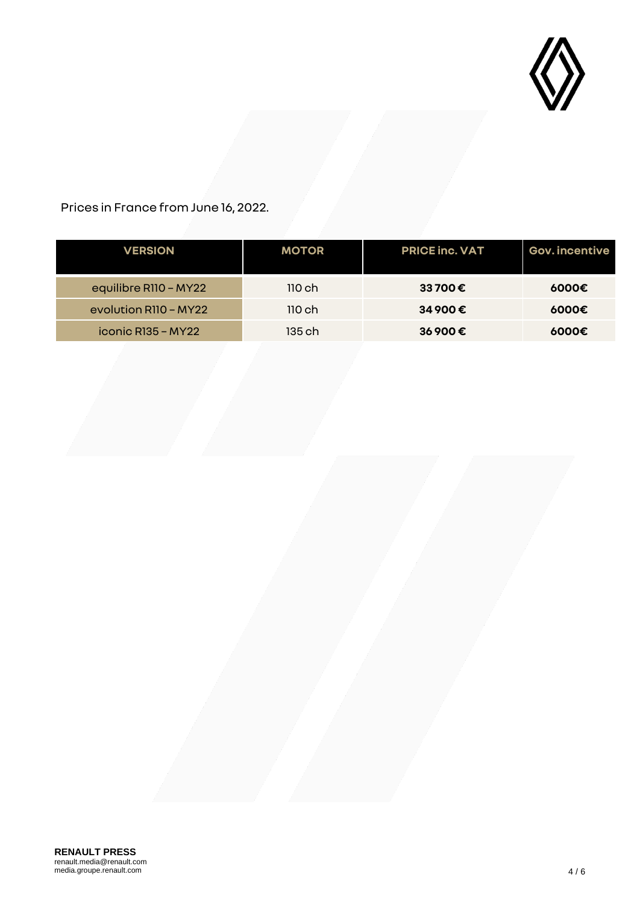Prices in France from June 16, 2022.

| VERSION | MOTOR | PRICE inc. VAT | Gov. incentive |
|---|---|---|---|
| equilibre R110 – MY22 | 110 ch | **33 700 €** | **6000€** |
| evolution R110 – MY22 | 110 ch | **34 900 €** | **6000€** |
| iconic R135 – MY22 | 135 ch | **36 900 €** | **6000€** |

**RENAULT PRESS**
renault.media@renault.com
media.groupe.renault.com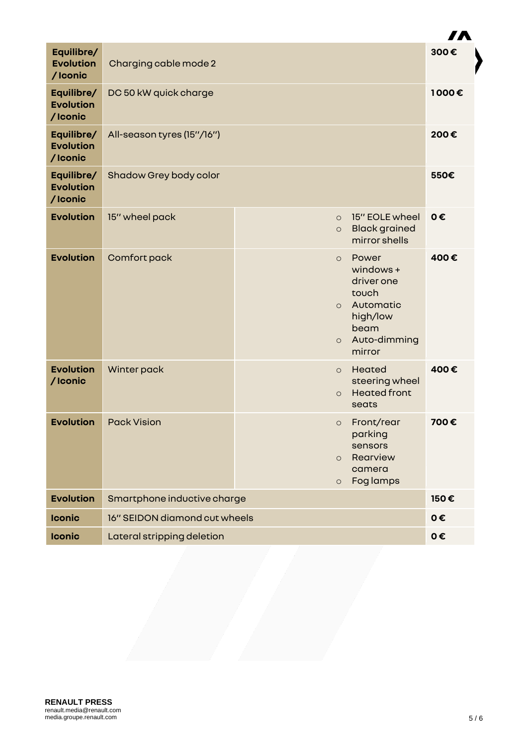| | | | |
|---|---|---|---|
| **Equilibre/ Evolution / Iconic** | Charging cable mode 2 | | **300 €** |
| **Equilibre/ Evolution / Iconic** | DC 50 kW quick charge | | **1000 €** |
| **Equilibre/ Evolution / Iconic** | All-season tyres (15''/16'') | | **200 €** |
| **Equilibre/ Evolution / Iconic** | Shadow Grey body color | | **550€** |
| **Evolution** | 15'' wheel pack | ○ 15'' EOLE wheel<br>○ Black grained mirror shells | **0 €** |
| **Evolution** | Comfort pack | ○ Power windows + driver one touch<br>○ Automatic high/low beam<br>○ Auto-dimming mirror | **400 €** |
| **Evolution / Iconic** | Winter pack | ○ Heated steering wheel<br>○ Heated front seats | **400 €** |
| **Evolution** | Pack Vision | ○ Front/rear parking sensors<br>○ Rearview camera<br>○ Fog lamps | **700 €** |
| **Evolution** | Smartphone inductive charge | | **150 €** |
| **Iconic** | 16'' SEIDON diamond cut wheels | | **0 €** |
| **Iconic** | Lateral stripping deletion | | **0 €** |

**RENAULT PRESS**
renault.media@renault.com
media.groupe.renault.com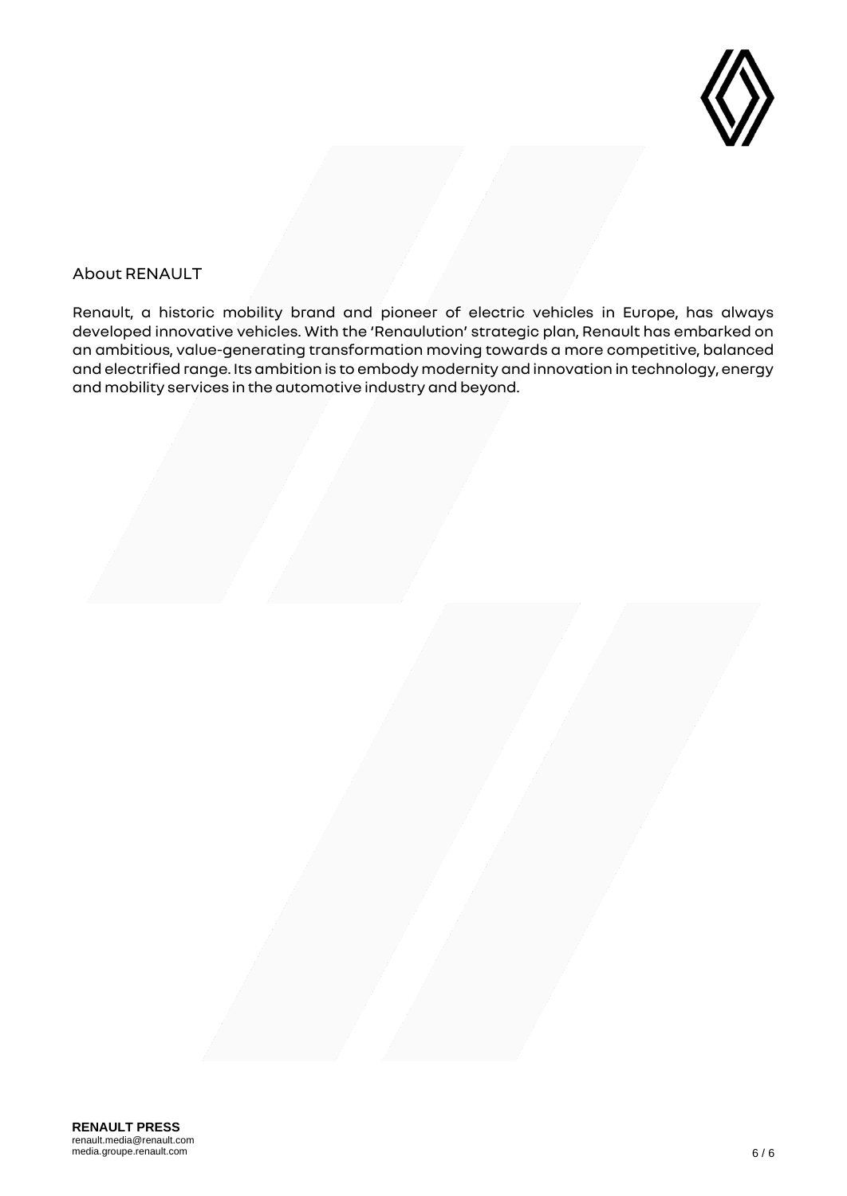## About RENAULT

Renault, a historic mobility brand and pioneer of electric vehicles in Europe, has always developed innovative vehicles. With the 'Renaulution' strategic plan, Renault has embarked on an ambitious, value-generating transformation moving towards a more competitive, balanced and electrified range. Its ambition is to embody modernity and innovation in technology, energy and mobility services in the automotive industry and beyond.

**RENAULT PRESS**
renault.media@renault.com
media.groupe.renault.com